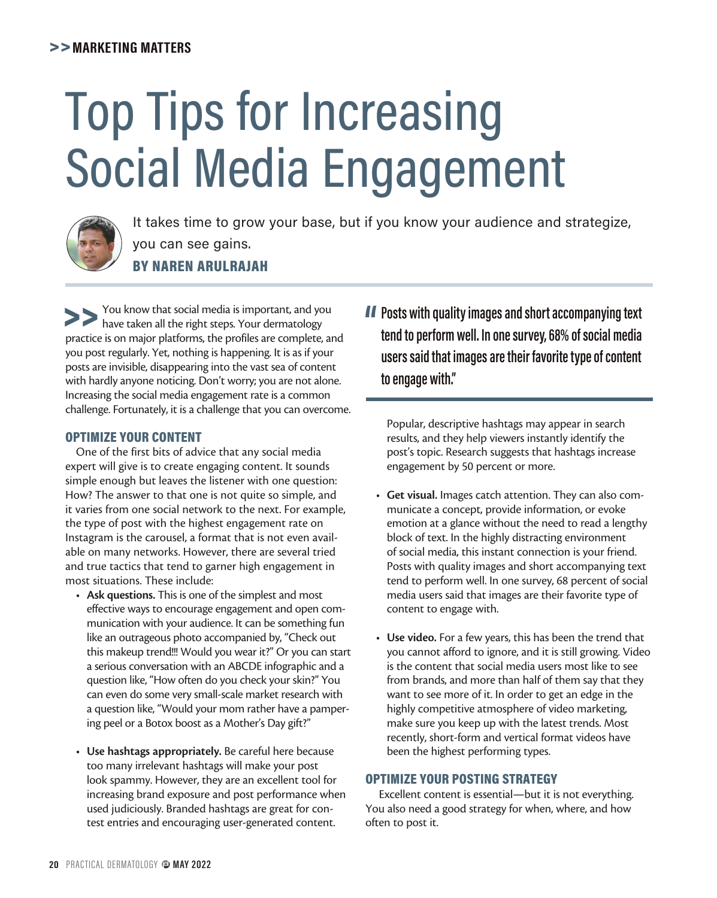# Top Tips for Increasing Social Media Engagement

It takes time to grow your base, but if you know your audience and strategize, you can see gains.

**BY NAREN ARULRAJAH**

You know that social media is important, and you have taken all the right steps. Your dermatology practice is on major platforms, the profiles are complete, and you post regularly. Yet, nothing is happening. It is as if your posts are invisible, disappearing into the vast sea of content with hardly anyone noticing. Don't worry; you are not alone. Increasing the social media engagement rate is a common challenge. Fortunately, it is a challenge that you can overcome.

## OPTIMIZE YOUR CONTENT

One of the first bits of advice that any social media expert will give is to create engaging content. It sounds simple enough but leaves the listener with one question: How? The answer to that one is not quite so simple, and it varies from one social network to the next. For example, the type of post with the highest engagement rate on Instagram is the carousel, a format that is not even available on many networks. However, there are several tried and true tactics that tend to garner high engagement in most situations. These include:

- **Ask questions.** This is one of the simplest and most effective ways to encourage engagement and open communication with your audience. It can be something fun like an outrageous photo accompanied by, "Check out this makeup trend!!! Would you wear it?" Or you can start a serious conversation with an ABCDE infographic and a question like, "How often do you check your skin?" You can even do some very small-scale market research with a question like, "Would your mom rather have a pampering peel or a Botox boost as a Mother's Day gift?"

- **Use hashtags appropriately.** Be careful here because too many irrelevant hashtags will make your post look spammy. However, they are an excellent tool for increasing brand exposure and post performance when used judiciously. Branded hashtags are great for contest entries and encouraging user-generated content. Popular, descriptive hashtags may appear in search results, and they help viewers instantly identify the post's topic. Research suggests that hashtags increase engagement by 50 percent or more.

> Posts with quality images and short accompanying text tend to perform well. In one survey, 68% of social media users said that images are their favorite type of content to engage with."

- **Get visual.** Images catch attention. They can also communicate a concept, provide information, or evoke emotion at a glance without the need to read a lengthy block of text. In the highly distracting environment of social media, this instant connection is your friend. Posts with quality images and short accompanying text tend to perform well. In one survey, 68 percent of social media users said that images are their favorite type of content to engage with.

- **Use video.** For a few years, this has been the trend that you cannot afford to ignore, and it is still growing. Video is the content that social media users most like to see from brands, and more than half of them say that they want to see more of it. In order to get an edge in the highly competitive atmosphere of video marketing, make sure you keep up with the latest trends. Most recently, short-form and vertical format videos have been the highest performing types.

## OPTIMIZE YOUR POSTING STRATEGY

Excellent content is essential—but it is not everything. You also need a good strategy for when, where, and how often to post it.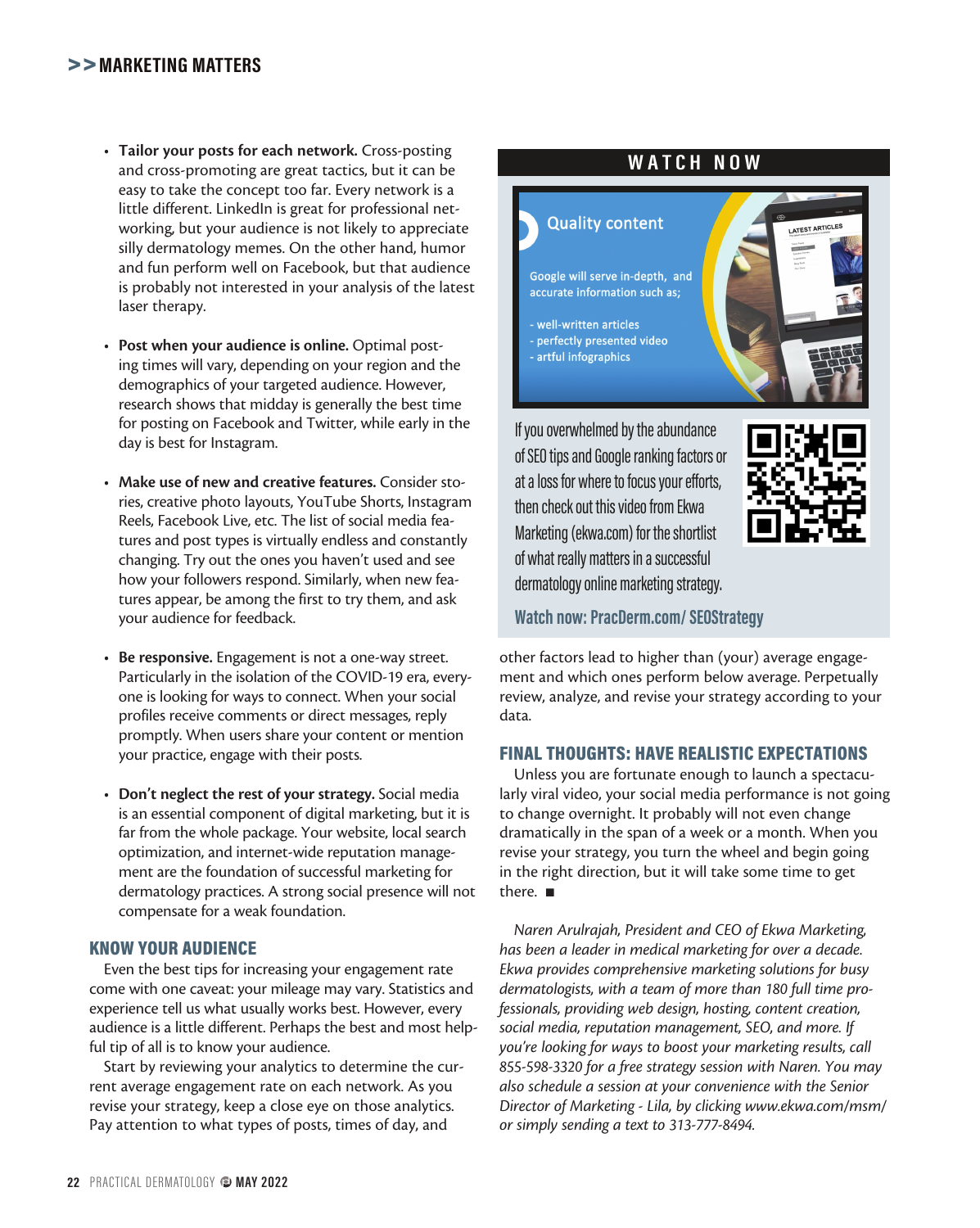- **Tailor your posts for each network.** Cross-posting and cross-promoting are great tactics, but it can be easy to take the concept too far. Every network is a little different. LinkedIn is great for professional networking, but your audience is not likely to appreciate silly dermatology memes. On the other hand, humor and fun perform well on Facebook, but that audience is probably not interested in your analysis of the latest laser therapy.

- **Post when your audience is online.** Optimal posting times will vary, depending on your region and the demographics of your targeted audience. However, research shows that midday is generally the best time for posting on Facebook and Twitter, while early in the day is best for Instagram.

- **Make use of new and creative features.** Consider stories, creative photo layouts, YouTube Shorts, Instagram Reels, Facebook Live, etc. The list of social media features and post types is virtually endless and constantly changing. Try out the ones you haven't used and see how your followers respond. Similarly, when new features appear, be among the first to try them, and ask your audience for feedback.

- **Be responsive.** Engagement is not a one-way street. Particularly in the isolation of the COVID-19 era, everyone is looking for ways to connect. When your social profiles receive comments or direct messages, reply promptly. When users share your content or mention your practice, engage with their posts.

- **Don't neglect the rest of your strategy.** Social media is an essential component of digital marketing, but it is far from the whole package. Your website, local search optimization, and internet-wide reputation management are the foundation of successful marketing for dermatology practices. A strong social presence will not compensate for a weak foundation.

## KNOW YOUR AUDIENCE

Even the best tips for increasing your engagement rate come with one caveat: your mileage may vary. Statistics and experience tell us what usually works best. However, every audience is a little different. Perhaps the best and most helpful tip of all is to know your audience.

Start by reviewing your analytics to determine the current average engagement rate on each network. As you revise your strategy, keep a close eye on those analytics. Pay attention to what types of posts, times of day, and other factors lead to higher than (your) average engagement and which ones perform below average. Perpetually review, analyze, and revise your strategy according to your data.

## WATCH NOW

Quality content

Google will serve in-depth, and accurate information such as;

- well-written articles
- perfectly presented video
- artful infographics

If you overwhelmed by the abundance of SEO tips and Google ranking factors or at a loss for where to focus your efforts, then check out this video from Ekwa Marketing (ekwa.com) for the shortlist of what really matters in a successful dermatology online marketing strategy.

**Watch now: PracDerm.com/ SEOStrategy**

## FINAL THOUGHTS: HAVE REALISTIC EXPECTATIONS

Unless you are fortunate enough to launch a spectacularly viral video, your social media performance is not going to change overnight. It probably will not even change dramatically in the span of a week or a month. When you revise your strategy, you turn the wheel and begin going in the right direction, but it will take some time to get there. ■

*Naren Arulrajah, President and CEO of Ekwa Marketing, has been a leader in medical marketing for over a decade. Ekwa provides comprehensive marketing solutions for busy dermatologists, with a team of more than 180 full time professionals, providing web design, hosting, content creation, social media, reputation management, SEO, and more. If you're looking for ways to boost your marketing results, call 855-598-3320 for a free strategy session with Naren. You may also schedule a session at your convenience with the Senior Director of Marketing - Lila, by clicking www.ekwa.com/msm/ or simply sending a text to 313-777-8494.*